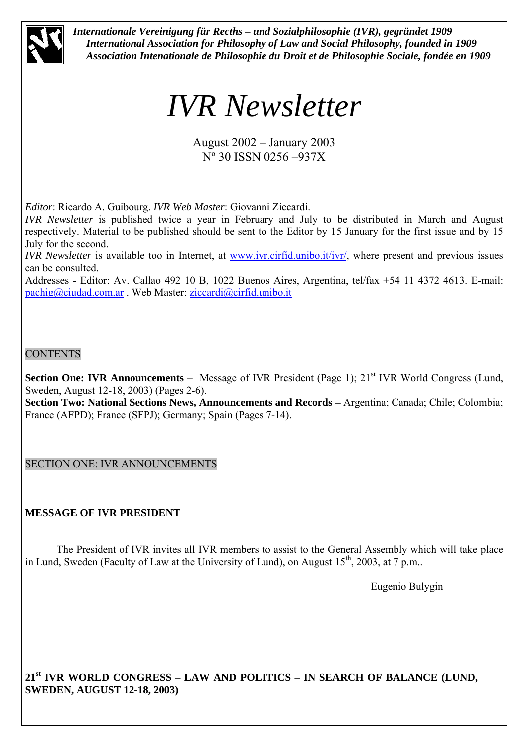***Internationale Vereinigung für Recths – und Sozialphilosophie (IVR), gegründet 1909***
***International Association for Philosophy of Law and Social Philosophy, founded in 1909***
***Association Intenationale de Philosophie du Droit et de Philosophie Sociale, fondée en 1909***

# *IVR Newsletter*

August 2002 – January 2003
Nº 30 ISSN 0256 –937X

*Editor*: Ricardo A. Guibourg. *IVR Web Master*: Giovanni Ziccardi.
*IVR Newsletter* is published twice a year in February and July to be distributed in March and August respectively. Material to be published should be sent to the Editor by 15 January for the first issue and by 15 July for the second.
*IVR Newsletter* is available too in Internet, at www.ivr.cirfid.unibo.it/ivr/, where present and previous issues can be consulted.
Addresses - Editor: Av. Callao 492 10 B, 1022 Buenos Aires, Argentina, tel/fax +54 11 4372 4613. E-mail: pachig@ciudad.com.ar . Web Master: ziccardi@cirfid.unibo.it

## CONTENTS

**Section One: IVR Announcements** – Message of IVR President (Page 1); 21st IVR World Congress (Lund, Sweden, August 12-18, 2003) (Pages 2-6).
**Section Two: National Sections News, Announcements and Records –** Argentina; Canada; Chile; Colombia; France (AFPD); France (SFPJ); Germany; Spain (Pages 7-14).

## SECTION ONE: IVR ANNOUNCEMENTS

### MESSAGE OF IVR PRESIDENT

The President of IVR invites all IVR members to assist to the General Assembly which will take place in Lund, Sweden (Faculty of Law at the University of Lund), on August 15th, 2003, at 7 p.m..

Eugenio Bulygin

### 21st IVR WORLD CONGRESS – LAW AND POLITICS – IN SEARCH OF BALANCE (LUND, SWEDEN, AUGUST 12-18, 2003)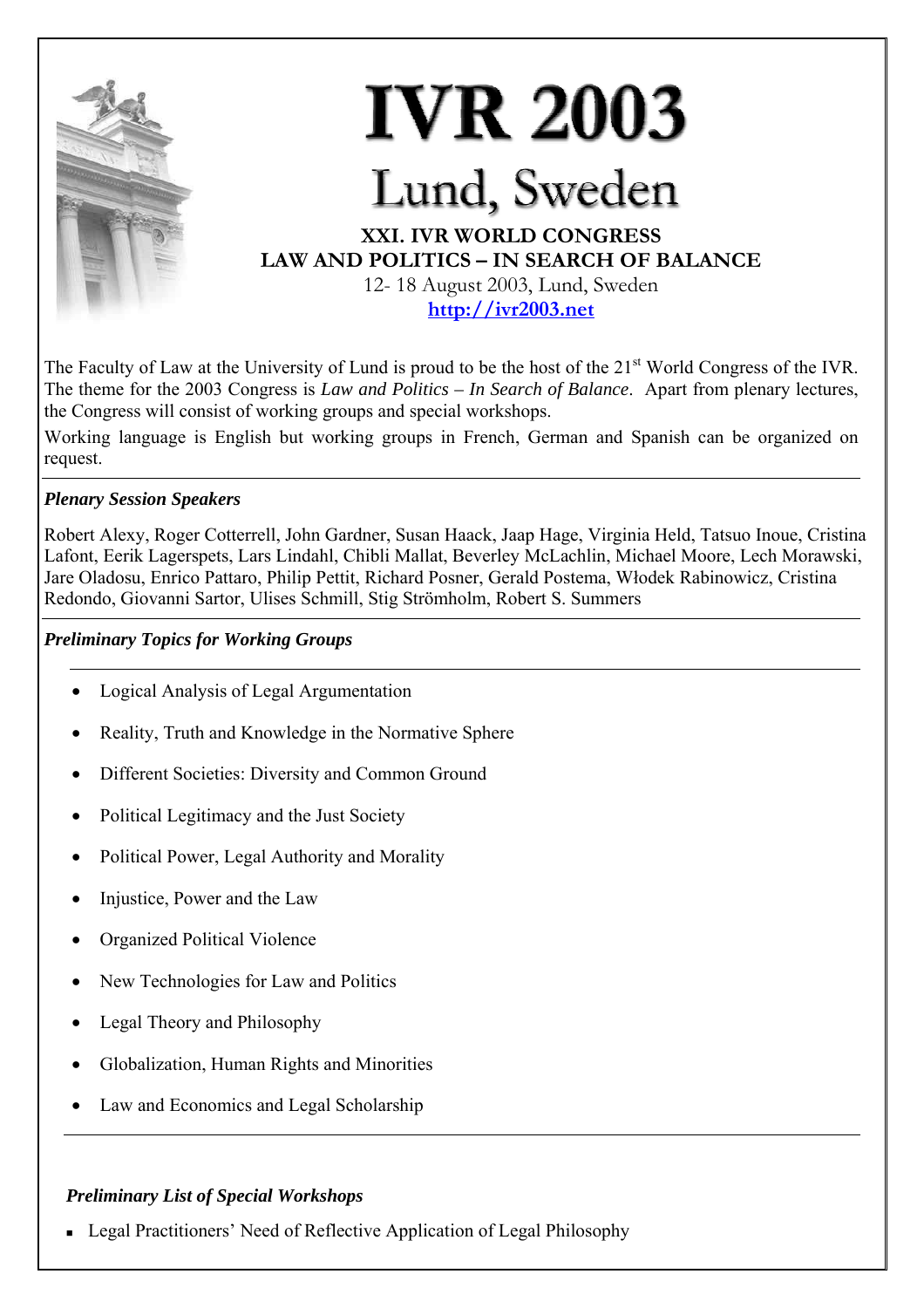# IVR 2003

## Lund, Sweden

**XXI. IVR WORLD CONGRESS**

**LAW AND POLITICS – IN SEARCH OF BALANCE**

12- 18 August 2003, Lund, Sweden

**http://ivr2003.net**

The Faculty of Law at the University of Lund is proud to be the host of the 21st World Congress of the IVR. The theme for the 2003 Congress is *Law and Politics – In Search of Balance*. Apart from plenary lectures, the Congress will consist of working groups and special workshops.

Working language is English but working groups in French, German and Spanish can be organized on request.

***Plenary Session Speakers***

Robert Alexy, Roger Cotterrell, John Gardner, Susan Haack, Jaap Hage, Virginia Held, Tatsuo Inoue, Cristina Lafont, Eerik Lagerspets, Lars Lindahl, Chibli Mallat, Beverley McLachlin, Michael Moore, Lech Morawski, Jare Oladosu, Enrico Pattaro, Philip Pettit, Richard Posner, Gerald Postema, Włodek Rabinowicz, Cristina Redondo, Giovanni Sartor, Ulises Schmill, Stig Strömholm, Robert S. Summers

***Preliminary Topics for Working Groups***

- Logical Analysis of Legal Argumentation
- Reality, Truth and Knowledge in the Normative Sphere
- Different Societies: Diversity and Common Ground
- Political Legitimacy and the Just Society
- Political Power, Legal Authority and Morality
- Injustice, Power and the Law
- Organized Political Violence
- New Technologies for Law and Politics
- Legal Theory and Philosophy
- Globalization, Human Rights and Minorities
- Law and Economics and Legal Scholarship

***Preliminary List of Special Workshops***

- Legal Practitioners' Need of Reflective Application of Legal Philosophy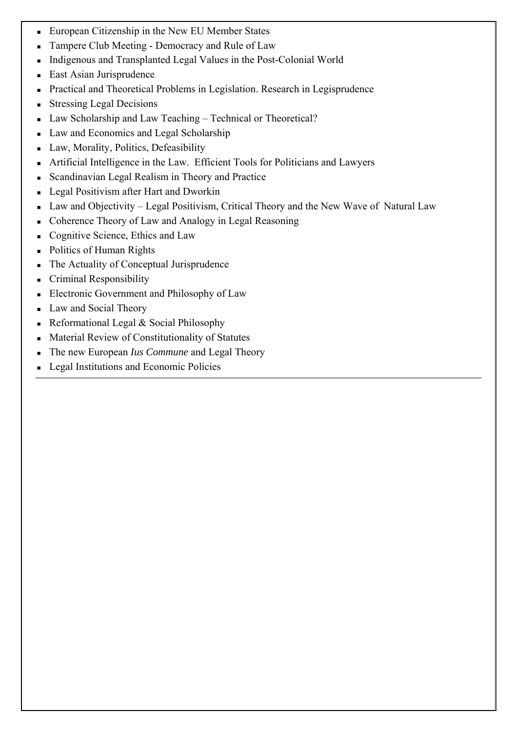- European Citizenship in the New EU Member States
- Tampere Club Meeting - Democracy and Rule of Law
- Indigenous and Transplanted Legal Values in the Post-Colonial World
- East Asian Jurisprudence
- Practical and Theoretical Problems in Legislation. Research in Legisprudence
- Stressing Legal Decisions
- Law Scholarship and Law Teaching – Technical or Theoretical?
- Law and Economics and Legal Scholarship
- Law, Morality, Politics, Defeasibility
- Artificial Intelligence in the Law. Efficient Tools for Politicians and Lawyers
- Scandinavian Legal Realism in Theory and Practice
- Legal Positivism after Hart and Dworkin
- Law and Objectivity – Legal Positivism, Critical Theory and the New Wave of Natural Law
- Coherence Theory of Law and Analogy in Legal Reasoning
- Cognitive Science, Ethics and Law
- Politics of Human Rights
- The Actuality of Conceptual Jurisprudence
- Criminal Responsibility
- Electronic Government and Philosophy of Law
- Law and Social Theory
- Reformational Legal & Social Philosophy
- Material Review of Constitutionality of Statutes
- The new European *Ius Commune* and Legal Theory
- Legal Institutions and Economic Policies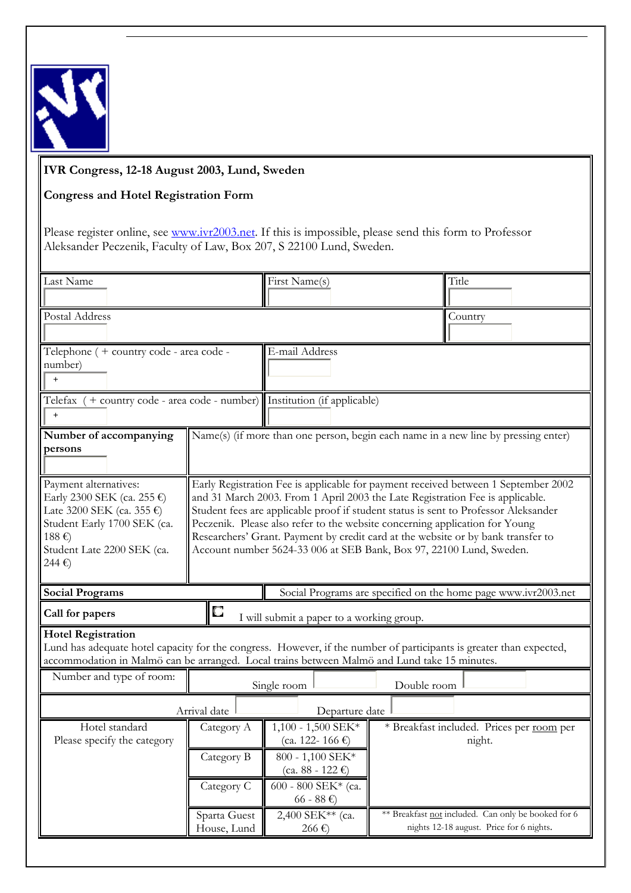**IVR Congress, 12-18 August 2003, Lund, Sweden**

**Congress and Hotel Registration Form**

Please register online, see www.ivr2003.net. If this is impossible, please send this form to Professor Aleksander Peczenik, Faculty of Law, Box 207, S 22100 Lund, Sweden.

| Last Name | First Name(s) | Title |
|---|---|---|
| | | |

| Postal Address | Country |
|---|---|
| | |

| Telephone ( + country code - area code - number) | E-mail Address |
|---|---|
| + | |

| Telefax ( + country code - area code - number) | Institution (if applicable) |
|---|---|
| + | |

| **Number of accompanying persons** | Name(s) (if more than one person, begin each name in a new line by pressing enter) |
|---|---|
| | |

| Payment alternatives: | |
|---|---|
| Early 2300 SEK (ca. 255 €)<br>Late 3200 SEK (ca. 355 €)<br>Student Early 1700 SEK (ca. 188 €)<br>Student Late 2200 SEK (ca. 244 €) | Early Registration Fee is applicable for payment received between 1 September 2002 and 31 March 2003. From 1 April 2003 the Late Registration Fee is applicable. Student fees are applicable proof if student status is sent to Professor Aleksander Peczenik. Please also refer to the website concerning application for Young Researchers' Grant. Payment by credit card at the website or by bank transfer to Account number 5624-33 006 at SEB Bank, Box 97, 22100 Lund, Sweden. |

| **Social Programs** | Social Programs are specified on the home page www.ivr2003.net |
|---|---|
| **Call for papers** | ☐ I will submit a paper to a working group. |

**Hotel Registration**
Lund has adequate hotel capacity for the congress. However, if the number of participants is greater than expected, accommodation in Malmö can be arranged. Local trains between Malmö and Lund take 15 minutes.

| Number and type of room: | Single room | Double room |
|---|---|---|
| | | |

| Arrival date | Departure date |
|---|---|
| | |

| Hotel standard<br>Please specify the category | Category | Price | Note |
|---|---|---|---|
| | Category A | 1,100 - 1,500 SEK* (ca. 122- 166 €) | * Breakfast included. Prices per room per night. |
| | Category B | 800 - 1,100 SEK* (ca. 88 - 122 €) | |
| | Category C | 600 - 800 SEK* (ca. 66 - 88 €) | |
| | Sparta Guest House, Lund | 2,400 SEK** (ca. 266 €) | ** Breakfast not included. Can only be booked for 6 nights 12-18 august. Price for 6 nights. |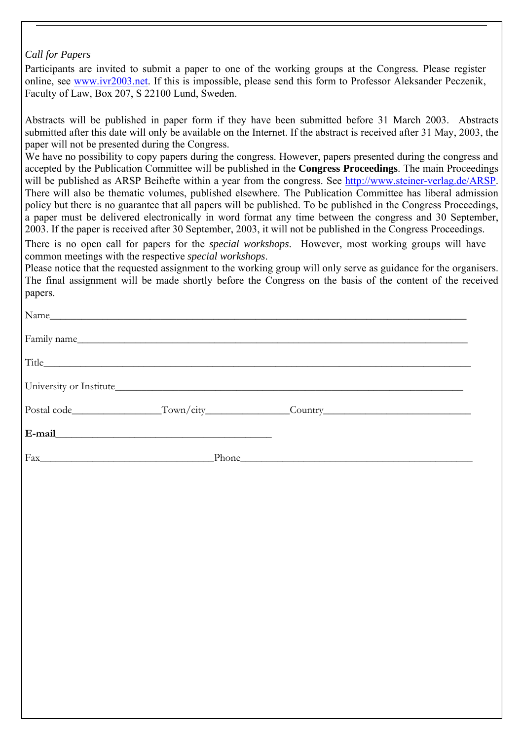*Call for Papers*

Participants are invited to submit a paper to one of the working groups at the Congress. Please register online, see [www.ivr2003.net](http://www.ivr2003.net). If this is impossible, please send this form to Professor Aleksander Peczenik, Faculty of Law, Box 207, S 22100 Lund, Sweden.

Abstracts will be published in paper form if they have been submitted before 31 March 2003. Abstracts submitted after this date will only be available on the Internet. If the abstract is received after 31 May, 2003, the paper will not be presented during the Congress.

We have no possibility to copy papers during the congress. However, papers presented during the congress and accepted by the Publication Committee will be published in the **Congress Proceedings**. The main Proceedings will be published as ARSP Beihefte within a year from the congress. See [http://www.steiner-verlag.de/ARSP](http://www.steiner-verlag.de/ARSP). There will also be thematic volumes, published elsewhere. The Publication Committee has liberal admission policy but there is no guarantee that all papers will be published. To be published in the Congress Proceedings, a paper must be delivered electronically in word format any time between the congress and 30 September, 2003. If the paper is received after 30 September, 2003, it will not be published in the Congress Proceedings.

There is no open call for papers for the *special workshops*. However, most working groups will have common meetings with the respective *special workshops*.

Please notice that the requested assignment to the working group will only serve as guidance for the organisers. The final assignment will be made shortly before the Congress on the basis of the content of the received papers.

Name________________________________________________________________________

Family name___________________________________________________________________

Title_________________________________________________________________________

University or Institute_____________________________________________________________

Postal code_______________Town/city_______________Country___________________________

**E-mail**_____________________________________

Fax______________________________Phone_________________________________________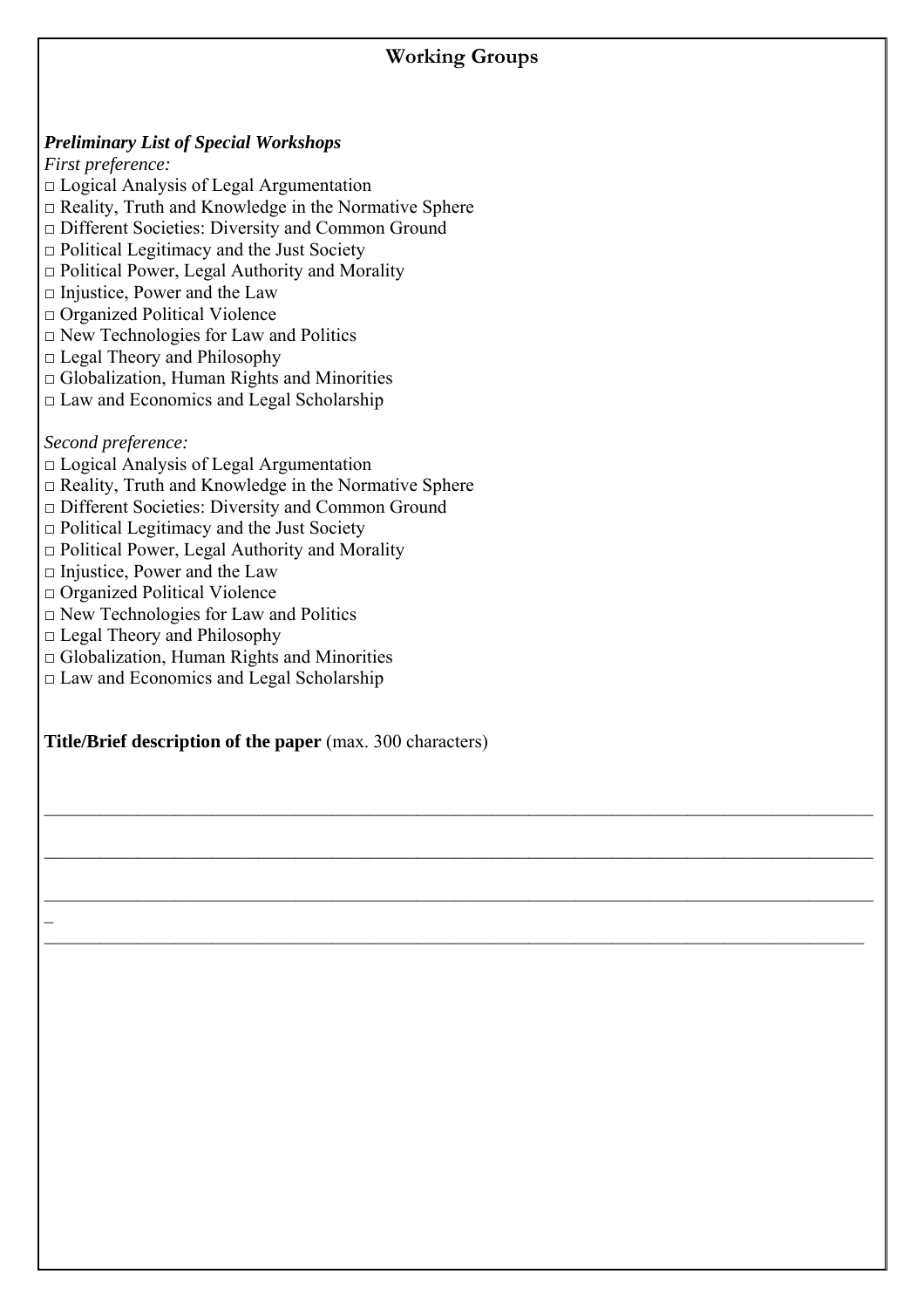## Working Groups

***Preliminary List of Special Workshops***

*First preference:*

□ Logical Analysis of Legal Argumentation
□ Reality, Truth and Knowledge in the Normative Sphere
□ Different Societies: Diversity and Common Ground
□ Political Legitimacy and the Just Society
□ Political Power, Legal Authority and Morality
□ Injustice, Power and the Law
□ Organized Political Violence
□ New Technologies for Law and Politics
□ Legal Theory and Philosophy
□ Globalization, Human Rights and Minorities
□ Law and Economics and Legal Scholarship

*Second preference:*

□ Logical Analysis of Legal Argumentation
□ Reality, Truth and Knowledge in the Normative Sphere
□ Different Societies: Diversity and Common Ground
□ Political Legitimacy and the Just Society
□ Political Power, Legal Authority and Morality
□ Injustice, Power and the Law
□ Organized Political Violence
□ New Technologies for Law and Politics
□ Legal Theory and Philosophy
□ Globalization, Human Rights and Minorities
□ Law and Economics and Legal Scholarship

**Title/Brief description of the paper** (max. 300 characters)

\_\_\_\_\_\_\_\_\_\_\_\_\_\_\_\_\_\_\_\_\_\_\_\_\_\_\_\_\_\_\_\_\_\_\_\_\_\_\_\_\_\_\_\_\_\_\_\_\_\_\_\_\_\_\_\_\_\_\_\_\_\_\_\_\_\_\_\_\_\_\_\_\_\_\_\_\_\_

\_\_\_\_\_\_\_\_\_\_\_\_\_\_\_\_\_\_\_\_\_\_\_\_\_\_\_\_\_\_\_\_\_\_\_\_\_\_\_\_\_\_\_\_\_\_\_\_\_\_\_\_\_\_\_\_\_\_\_\_\_\_\_\_\_\_\_\_\_\_\_\_\_\_\_\_\_\_

\_\_\_\_\_\_\_\_\_\_\_\_\_\_\_\_\_\_\_\_\_\_\_\_\_\_\_\_\_\_\_\_\_\_\_\_\_\_\_\_\_\_\_\_\_\_\_\_\_\_\_\_\_\_\_\_\_\_\_\_\_\_\_\_\_\_\_\_\_\_\_\_\_\_\_\_\_\_

\_\_\_\_\_\_\_\_\_\_\_\_\_\_\_\_\_\_\_\_\_\_\_\_\_\_\_\_\_\_\_\_\_\_\_\_\_\_\_\_\_\_\_\_\_\_\_\_\_\_\_\_\_\_\_\_\_\_\_\_\_\_\_\_\_\_\_\_\_\_\_\_\_\_\_\_\_\_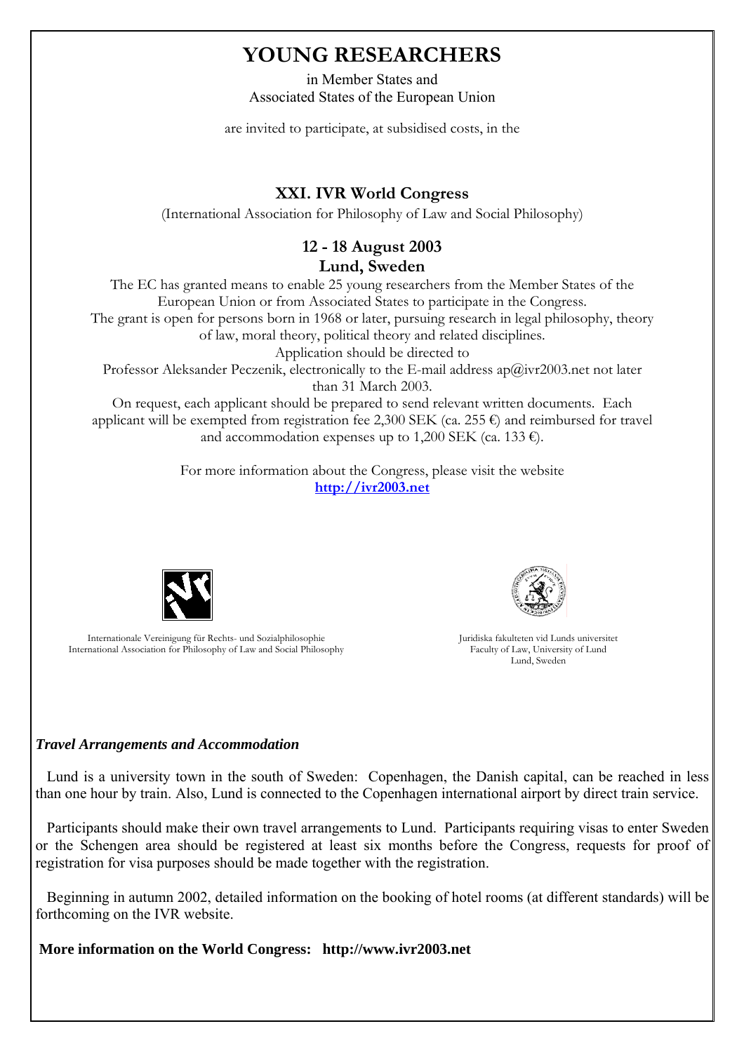# YOUNG RESEARCHERS

in Member States and
Associated States of the European Union

are invited to participate, at subsidised costs, in the

## XXI. IVR World Congress

(International Association for Philosophy of Law and Social Philosophy)

### 12 - 18 August 2003
### Lund, Sweden

The EC has granted means to enable 25 young researchers from the Member States of the European Union or from Associated States to participate in the Congress.
The grant is open for persons born in 1968 or later, pursuing research in legal philosophy, theory of law, moral theory, political theory and related disciplines.
Application should be directed to
Professor Aleksander Peczenik, electronically to the E-mail address ap@ivr2003.net not later than 31 March 2003.
On request, each applicant should be prepared to send relevant written documents. Each applicant will be exempted from registration fee 2,300 SEK (ca. 255 €) and reimbursed for travel and accommodation expenses up to 1,200 SEK (ca. 133 €).

For more information about the Congress, please visit the website
**http://ivr2003.net**

Internationale Vereinigung für Rechts- und Sozialphilosophie
International Association for Philosophy of Law and Social Philosophy

Juridiska fakulteten vid Lunds universitet
Faculty of Law, University of Lund
Lund, Sweden

***Travel Arrangements and Accommodation***

Lund is a university town in the south of Sweden: Copenhagen, the Danish capital, can be reached in less than one hour by train. Also, Lund is connected to the Copenhagen international airport by direct train service.

Participants should make their own travel arrangements to Lund. Participants requiring visas to enter Sweden or the Schengen area should be registered at least six months before the Congress, requests for proof of registration for visa purposes should be made together with the registration.

Beginning in autumn 2002, detailed information on the booking of hotel rooms (at different standards) will be forthcoming on the IVR website.

**More information on the World Congress: http://www.ivr2003.net**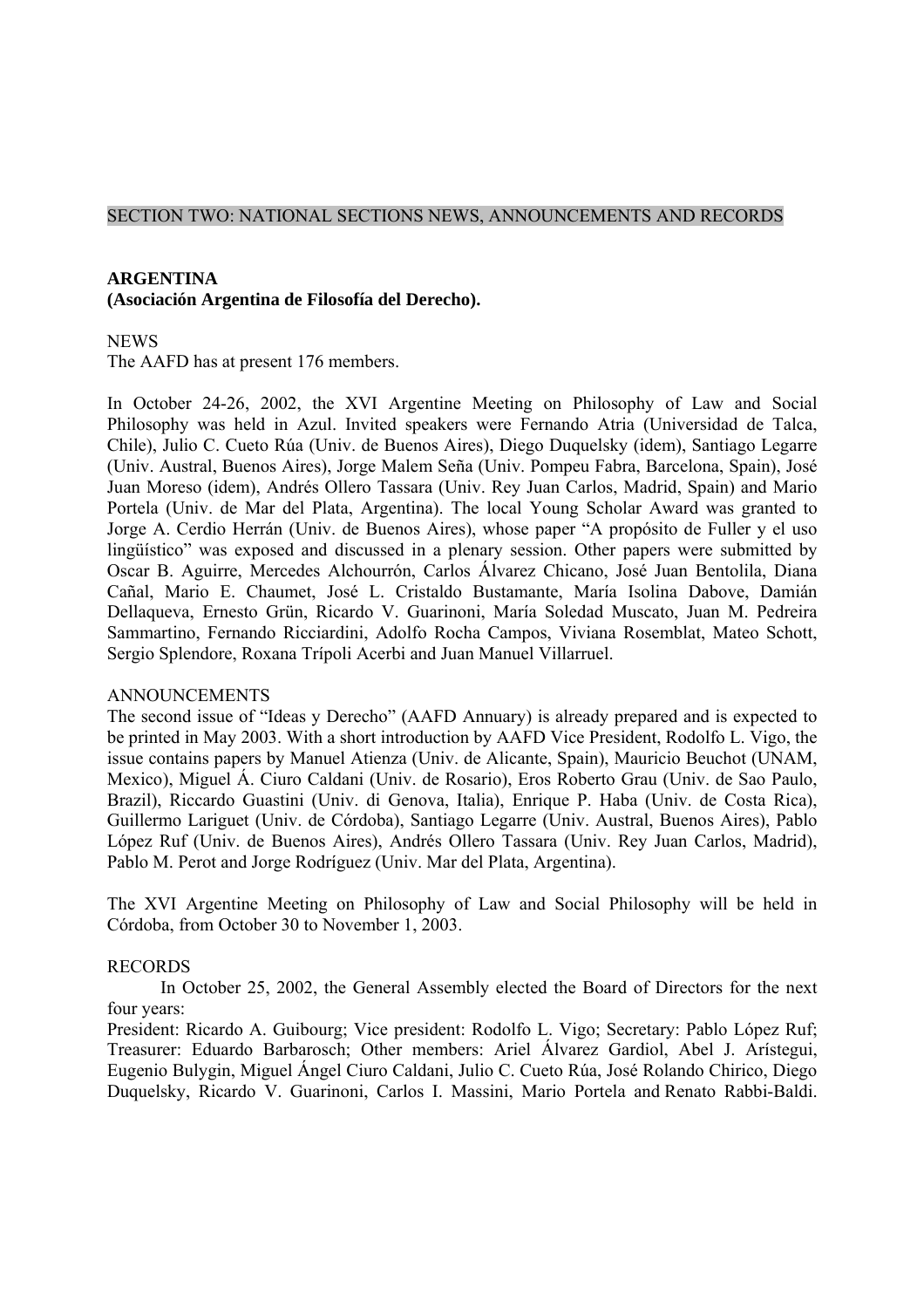SECTION TWO: NATIONAL SECTIONS NEWS, ANNOUNCEMENTS AND RECORDS

**ARGENTINA**
**(Asociación Argentina de Filosofía del Derecho).**

NEWS
The AAFD has at present 176 members.

In October 24-26, 2002, the XVI Argentine Meeting on Philosophy of Law and Social Philosophy was held in Azul. Invited speakers were Fernando Atria (Universidad de Talca, Chile), Julio C. Cueto Rúa (Univ. de Buenos Aires), Diego Duquelsky (idem), Santiago Legarre (Univ. Austral, Buenos Aires), Jorge Malem Seña (Univ. Pompeu Fabra, Barcelona, Spain), José Juan Moreso (idem), Andrés Ollero Tassara (Univ. Rey Juan Carlos, Madrid, Spain) and Mario Portela (Univ. de Mar del Plata, Argentina). The local Young Scholar Award was granted to Jorge A. Cerdio Herrán (Univ. de Buenos Aires), whose paper "A propósito de Fuller y el uso lingüístico" was exposed and discussed in a plenary session. Other papers were submitted by Oscar B. Aguirre, Mercedes Alchourrón, Carlos Álvarez Chicano, José Juan Bentolila, Diana Cañal, Mario E. Chaumet, José L. Cristaldo Bustamante, María Isolina Dabove, Damián Dellaqueva, Ernesto Grün, Ricardo V. Guarinoni, María Soledad Muscato, Juan M. Pedreira Sammartino, Fernando Ricciardini, Adolfo Rocha Campos, Viviana Rosemblat, Mateo Schott, Sergio Splendore, Roxana Trípoli Acerbi and Juan Manuel Villarruel.

ANNOUNCEMENTS
The second issue of "Ideas y Derecho" (AAFD Annuary) is already prepared and is expected to be printed in May 2003. With a short introduction by AAFD Vice President, Rodolfo L. Vigo, the issue contains papers by Manuel Atienza (Univ. de Alicante, Spain), Mauricio Beuchot (UNAM, Mexico), Miguel Á. Ciuro Caldani (Univ. de Rosario), Eros Roberto Grau (Univ. de Sao Paulo, Brazil), Riccardo Guastini (Univ. di Genova, Italia), Enrique P. Haba (Univ. de Costa Rica), Guillermo Lariguet (Univ. de Córdoba), Santiago Legarre (Univ. Austral, Buenos Aires), Pablo López Ruf (Univ. de Buenos Aires), Andrés Ollero Tassara (Univ. Rey Juan Carlos, Madrid), Pablo M. Perot and Jorge Rodríguez (Univ. Mar del Plata, Argentina).

The XVI Argentine Meeting on Philosophy of Law and Social Philosophy will be held in Córdoba, from October 30 to November 1, 2003.

RECORDS
In October 25, 2002, the General Assembly elected the Board of Directors for the next four years:
President: Ricardo A. Guibourg; Vice president: Rodolfo L. Vigo; Secretary: Pablo López Ruf; Treasurer: Eduardo Barbarosch; Other members: Ariel Álvarez Gardiol, Abel J. Arístegui, Eugenio Bulygin, Miguel Ángel Ciuro Caldani, Julio C. Cueto Rúa, José Rolando Chirico, Diego Duquelsky, Ricardo V. Guarinoni, Carlos I. Massini, Mario Portela and Renato Rabbi-Baldi.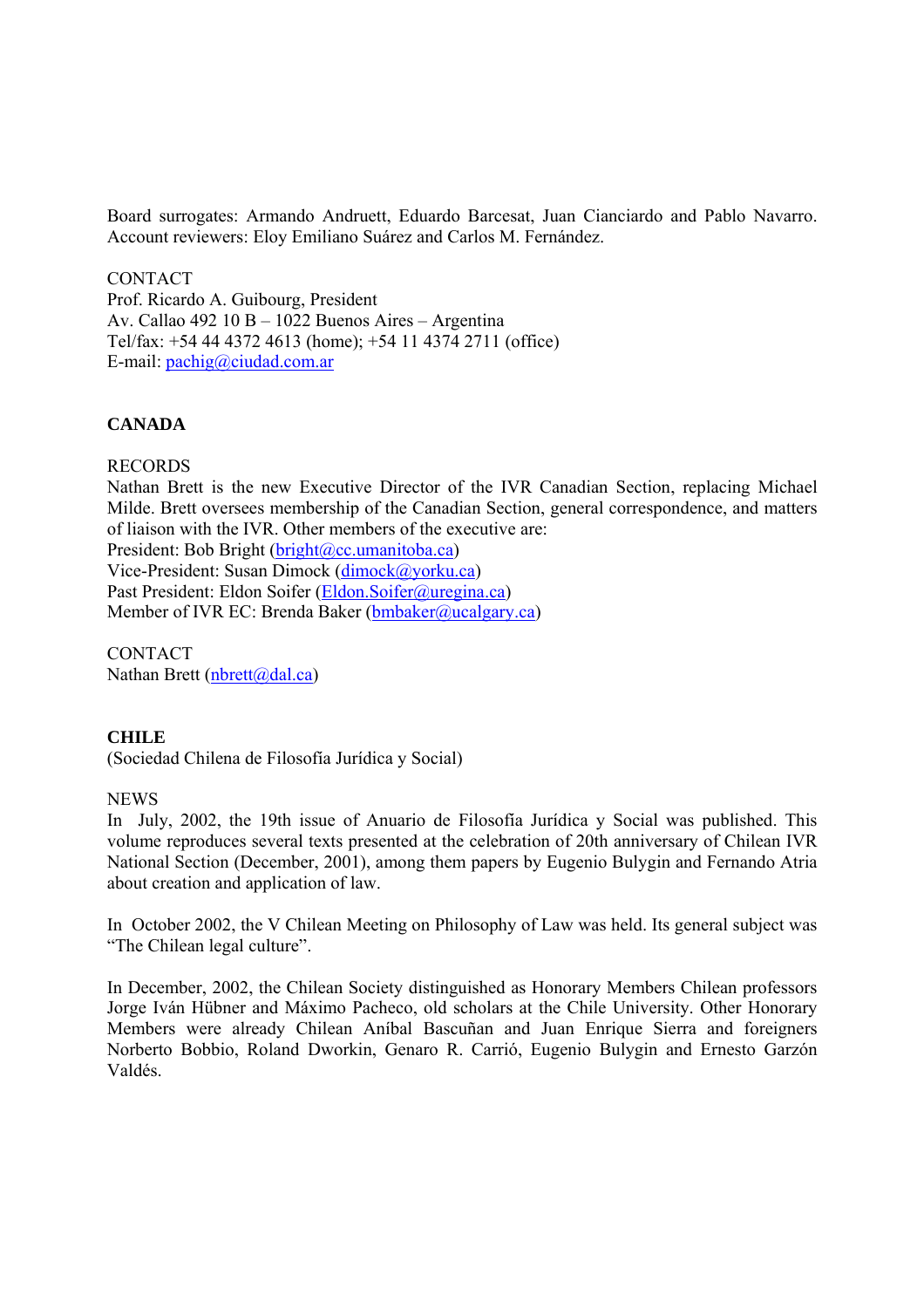Board surrogates: Armando Andruett, Eduardo Barcesat, Juan Cianciardo and Pablo Navarro. Account reviewers: Eloy Emiliano Suárez and Carlos M. Fernández.

CONTACT
Prof. Ricardo A. Guibourg, President
Av. Callao 492 10 B – 1022 Buenos Aires – Argentina
Tel/fax: +54 44 4372 4613 (home); +54 11 4374 2711 (office)
E-mail: pachig@ciudad.com.ar

## CANADA

RECORDS
Nathan Brett is the new Executive Director of the IVR Canadian Section, replacing Michael Milde. Brett oversees membership of the Canadian Section, general correspondence, and matters of liaison with the IVR. Other members of the executive are:
President: Bob Bright (bright@cc.umanitoba.ca)
Vice-President: Susan Dimock (dimock@yorku.ca)
Past President: Eldon Soifer (Eldon.Soifer@uregina.ca)
Member of IVR EC: Brenda Baker (bmbaker@ucalgary.ca)

CONTACT
Nathan Brett (nbrett@dal.ca)

## CHILE

(Sociedad Chilena de Filosofía Jurídica y Social)

NEWS
In July, 2002, the 19th issue of Anuario de Filosofía Jurídica y Social was published. This volume reproduces several texts presented at the celebration of 20th anniversary of Chilean IVR National Section (December, 2001), among them papers by Eugenio Bulygin and Fernando Atria about creation and application of law.

In October 2002, the V Chilean Meeting on Philosophy of Law was held. Its general subject was "The Chilean legal culture".

In December, 2002, the Chilean Society distinguished as Honorary Members Chilean professors Jorge Iván Hübner and Máximo Pacheco, old scholars at the Chile University. Other Honorary Members were already Chilean Aníbal Bascuñan and Juan Enrique Sierra and foreigners Norberto Bobbio, Roland Dworkin, Genaro R. Carrió, Eugenio Bulygin and Ernesto Garzón Valdés.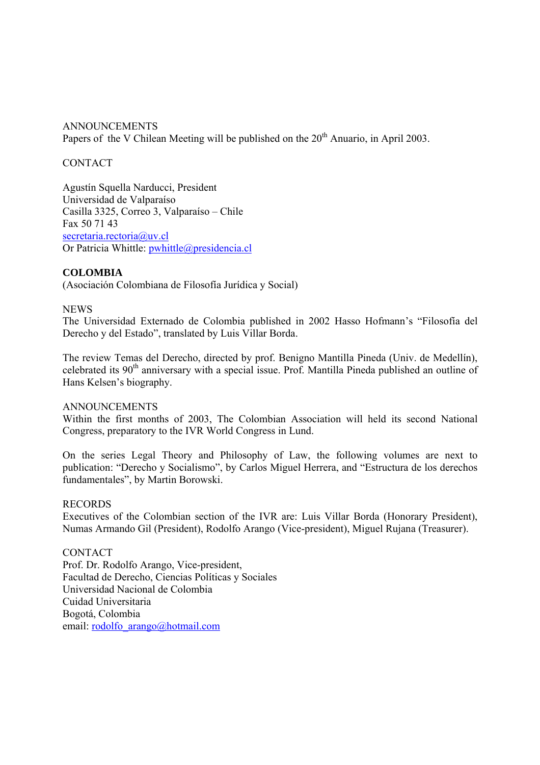ANNOUNCEMENTS

Papers of the V Chilean Meeting will be published on the 20th Anuario, in April 2003.

CONTACT

Agustín Squella Narducci, President
Universidad de Valparaíso
Casilla 3325, Correo 3, Valparaíso – Chile
Fax 50 71 43
secretaria.rectoria@uv.cl
Or Patricia Whittle: pwhittle@presidencia.cl

**COLOMBIA**

(Asociación Colombiana de Filosofía Jurídica y Social)

NEWS

The Universidad Externado de Colombia published in 2002 Hasso Hofmann's "Filosofía del Derecho y del Estado", translated by Luis Villar Borda.

The review Temas del Derecho, directed by prof. Benigno Mantilla Pineda (Univ. de Medellín), celebrated its 90th anniversary with a special issue. Prof. Mantilla Pineda published an outline of Hans Kelsen's biography.

ANNOUNCEMENTS

Within the first months of 2003, The Colombian Association will held its second National Congress, preparatory to the IVR World Congress in Lund.

On the series Legal Theory and Philosophy of Law, the following volumes are next to publication: "Derecho y Socialismo", by Carlos Miguel Herrera, and "Estructura de los derechos fundamentales", by Martin Borowski.

RECORDS

Executives of the Colombian section of the IVR are: Luis Villar Borda (Honorary President), Numas Armando Gil (President), Rodolfo Arango (Vice-president), Miguel Rujana (Treasurer).

CONTACT

Prof. Dr. Rodolfo Arango, Vice-president,
Facultad de Derecho, Ciencias Políticas y Sociales
Universidad Nacional de Colombia
Cuidad Universitaria
Bogotá, Colombia
email: rodolfo_arango@hotmail.com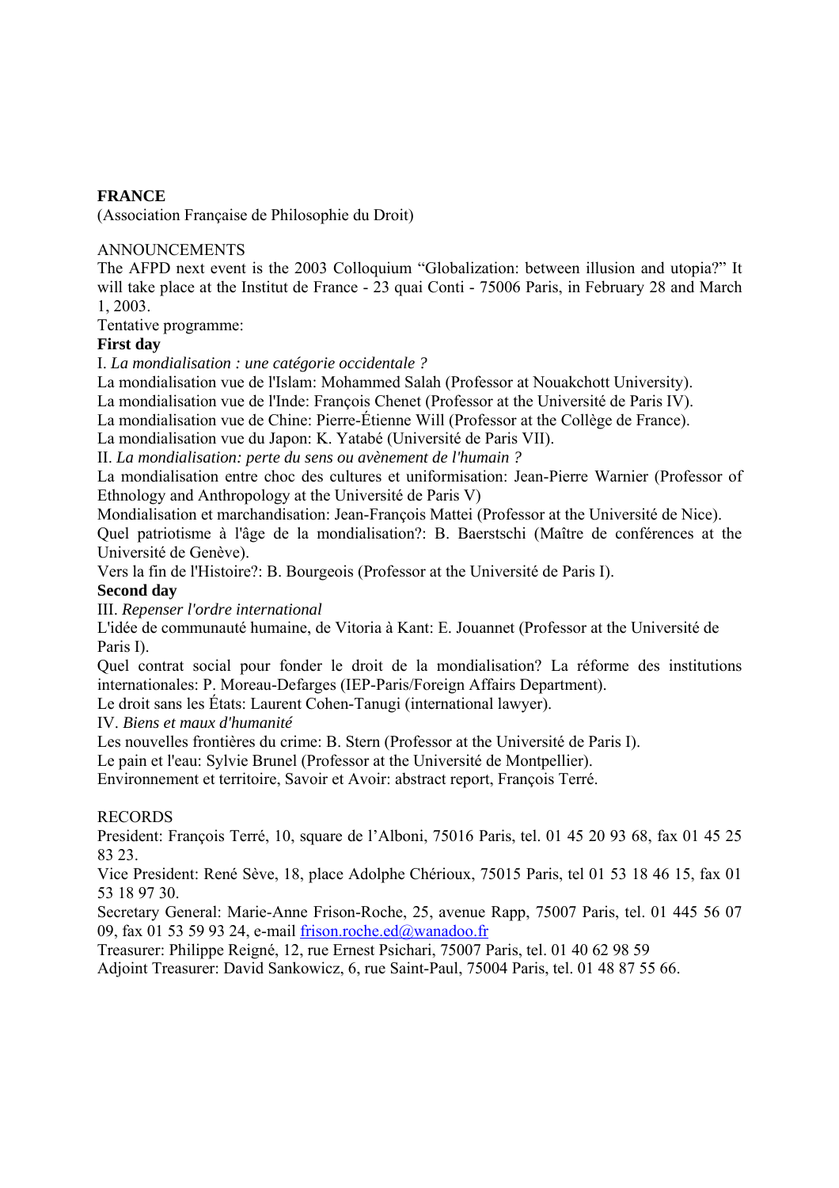**FRANCE**

(Association Française de Philosophie du Droit)

ANNOUNCEMENTS

The AFPD next event is the 2003 Colloquium "Globalization: between illusion and utopia?" It will take place at the Institut de France - 23 quai Conti - 75006 Paris, in February 28 and March 1, 2003.

Tentative programme:

**First day**

I. *La mondialisation : une catégorie occidentale ?*

La mondialisation vue de l'Islam: Mohammed Salah (Professor at Nouakchott University).

La mondialisation vue de l'Inde: François Chenet (Professor at the Université de Paris IV).

La mondialisation vue de Chine: Pierre-Étienne Will (Professor at the Collège de France).

La mondialisation vue du Japon: K. Yatabé (Université de Paris VII).

II. *La mondialisation: perte du sens ou avènement de l'humain ?*

La mondialisation entre choc des cultures et uniformisation: Jean-Pierre Warnier (Professor of Ethnology and Anthropology at the Université de Paris V)

Mondialisation et marchandisation: Jean-François Mattei (Professor at the Université de Nice).

Quel patriotisme à l'âge de la mondialisation?: B. Baerstschi (Maître de conférences at the Université de Genève).

Vers la fin de l'Histoire?: B. Bourgeois (Professor at the Université de Paris I).

**Second day**

III. *Repenser l'ordre international*

L'idée de communauté humaine, de Vitoria à Kant: E. Jouannet (Professor at the Université de Paris I).

Quel contrat social pour fonder le droit de la mondialisation? La réforme des institutions internationales: P. Moreau-Defarges (IEP-Paris/Foreign Affairs Department).

Le droit sans les États: Laurent Cohen-Tanugi (international lawyer).

IV. *Biens et maux d'humanité*

Les nouvelles frontières du crime: B. Stern (Professor at the Université de Paris I).

Le pain et l'eau: Sylvie Brunel (Professor at the Université de Montpellier).

Environnement et territoire, Savoir et Avoir: abstract report, François Terré.

RECORDS

President: François Terré, 10, square de l'Alboni, 75016 Paris, tel. 01 45 20 93 68, fax 01 45 25 83 23.

Vice President: René Sève, 18, place Adolphe Chérioux, 75015 Paris, tel 01 53 18 46 15, fax 01 53 18 97 30.

Secretary General: Marie-Anne Frison-Roche, 25, avenue Rapp, 75007 Paris, tel. 01 445 56 07 09, fax 01 53 59 93 24, e-mail frison.roche.ed@wanadoo.fr

Treasurer: Philippe Reigné, 12, rue Ernest Psichari, 75007 Paris, tel. 01 40 62 98 59

Adjoint Treasurer: David Sankowicz, 6, rue Saint-Paul, 75004 Paris, tel. 01 48 87 55 66.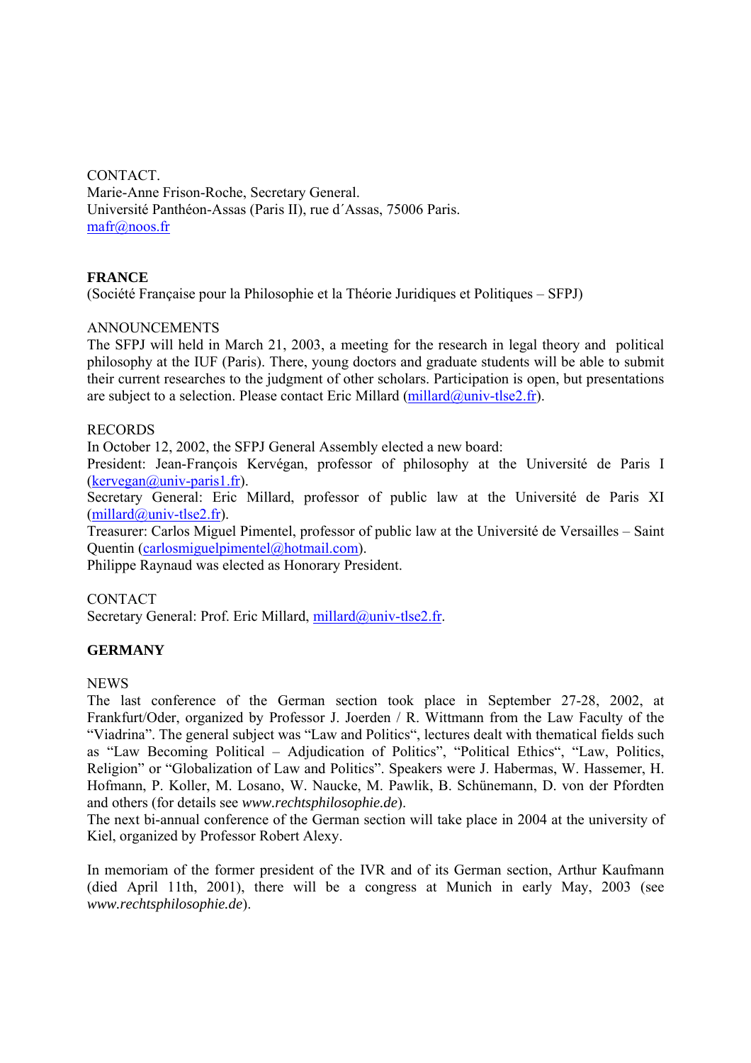CONTACT.
Marie-Anne Frison-Roche, Secretary General.
Université Panthéon-Assas (Paris II), rue d´Assas, 75006 Paris.
mafr@noos.fr

**FRANCE**

(Société Française pour la Philosophie et la Théorie Juridiques et Politiques – SFPJ)

ANNOUNCEMENTS

The SFPJ will held in March 21, 2003, a meeting for the research in legal theory and political philosophy at the IUF (Paris). There, young doctors and graduate students will be able to submit their current researches to the judgment of other scholars. Participation is open, but presentations are subject to a selection. Please contact Eric Millard (millard@univ-tlse2.fr).

RECORDS

In October 12, 2002, the SFPJ General Assembly elected a new board:
President: Jean-François Kervégan, professor of philosophy at the Université de Paris I (kervegan@univ-paris1.fr).
Secretary General: Eric Millard, professor of public law at the Université de Paris XI (millard@univ-tlse2.fr).
Treasurer: Carlos Miguel Pimentel, professor of public law at the Université de Versailles – Saint Quentin (carlosmiguelpimentel@hotmail.com).
Philippe Raynaud was elected as Honorary President.

CONTACT

Secretary General: Prof. Eric Millard, millard@univ-tlse2.fr.

**GERMANY**

NEWS

The last conference of the German section took place in September 27-28, 2002, at Frankfurt/Oder, organized by Professor J. Joerden / R. Wittmann from the Law Faculty of the "Viadrina". The general subject was "Law and Politics", lectures dealt with thematical fields such as "Law Becoming Political – Adjudication of Politics", "Political Ethics", "Law, Politics, Religion" or "Globalization of Law and Politics". Speakers were J. Habermas, W. Hassemer, H. Hofmann, P. Koller, M. Losano, W. Naucke, M. Pawlik, B. Schünemann, D. von der Pfordten and others (for details see *www.rechtsphilosophie.de*).
The next bi-annual conference of the German section will take place in 2004 at the university of Kiel, organized by Professor Robert Alexy.

In memoriam of the former president of the IVR and of its German section, Arthur Kaufmann (died April 11th, 2001), there will be a congress at Munich in early May, 2003 (see *www.rechtsphilosophie.de*).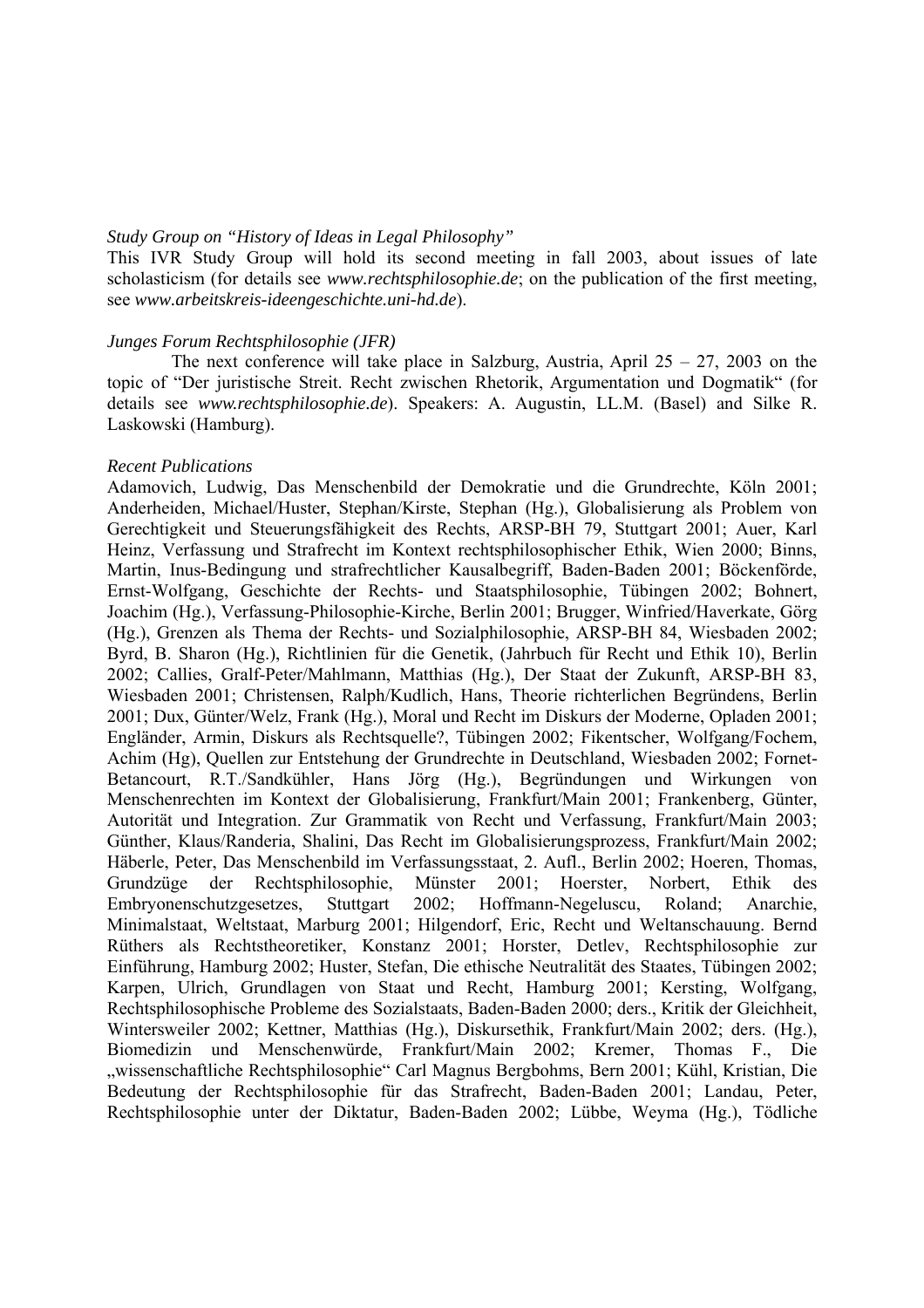*Study Group on "History of Ideas in Legal Philosophy"*

This IVR Study Group will hold its second meeting in fall 2003, about issues of late scholasticism (for details see *www.rechtsphilosophie.de*; on the publication of the first meeting, see *www.arbeitskreis-ideengeschichte.uni-hd.de*).

*Junges Forum Rechtsphilosophie (JFR)*

The next conference will take place in Salzburg, Austria, April 25 – 27, 2003 on the topic of "Der juristische Streit. Recht zwischen Rhetorik, Argumentation und Dogmatik" (for details see *www.rechtsphilosophie.de*). Speakers: A. Augustin, LL.M. (Basel) and Silke R. Laskowski (Hamburg).

*Recent Publications*

Adamovich, Ludwig, Das Menschenbild der Demokratie und die Grundrechte, Köln 2001; Anderheiden, Michael/Huster, Stephan/Kirste, Stephan (Hg.), Globalisierung als Problem von Gerechtigkeit und Steuerungsfähigkeit des Rechts, ARSP-BH 79, Stuttgart 2001; Auer, Karl Heinz, Verfassung und Strafrecht im Kontext rechtsphilosophischer Ethik, Wien 2000; Binns, Martin, Inus-Bedingung und strafrechtlicher Kausalbegriff, Baden-Baden 2001; Böckenförde, Ernst-Wolfgang, Geschichte der Rechts- und Staatsphilosophie, Tübingen 2002; Bohnert, Joachim (Hg.), Verfassung-Philosophie-Kirche, Berlin 2001; Brugger, Winfried/Haverkate, Görg (Hg.), Grenzen als Thema der Rechts- und Sozialphilosophie, ARSP-BH 84, Wiesbaden 2002; Byrd, B. Sharon (Hg.), Richtlinien für die Genetik, (Jahrbuch für Recht und Ethik 10), Berlin 2002; Callies, Gralf-Peter/Mahlmann, Matthias (Hg.), Der Staat der Zukunft, ARSP-BH 83, Wiesbaden 2001; Christensen, Ralph/Kudlich, Hans, Theorie richterlichen Begründens, Berlin 2001; Dux, Günter/Welz, Frank (Hg.), Moral und Recht im Diskurs der Moderne, Opladen 2001; Engländer, Armin, Diskurs als Rechtsquelle?, Tübingen 2002; Fikentscher, Wolfgang/Fochem, Achim (Hg), Quellen zur Entstehung der Grundrechte in Deutschland, Wiesbaden 2002; Fornet-Betancourt, R.T./Sandkühler, Hans Jörg (Hg.), Begründungen und Wirkungen von Menschenrechten im Kontext der Globalisierung, Frankfurt/Main 2001; Frankenberg, Günter, Autorität und Integration. Zur Grammatik von Recht und Verfassung, Frankfurt/Main 2003; Günther, Klaus/Randeria, Shalini, Das Recht im Globalisierungsprozess, Frankfurt/Main 2002; Häberle, Peter, Das Menschenbild im Verfassungsstaat, 2. Aufl., Berlin 2002; Hoeren, Thomas, Grundzüge der Rechtsphilosophie, Münster 2001; Hoerster, Norbert, Ethik des Embryonenschutzgesetzes, Stuttgart 2002; Hoffmann-Negeluscu, Roland; Anarchie, Minimalstaat, Weltstaat, Marburg 2001; Hilgendorf, Eric, Recht und Weltanschauung. Bernd Rüthers als Rechtstheoretiker, Konstanz 2001; Horster, Detlev, Rechtsphilosophie zur Einführung, Hamburg 2002; Huster, Stefan, Die ethische Neutralität des Staates, Tübingen 2002; Karpen, Ulrich, Grundlagen von Staat und Recht, Hamburg 2001; Kersting, Wolfgang, Rechtsphilosophische Probleme des Sozialstaats, Baden-Baden 2000; ders., Kritik der Gleichheit, Wintersweiler 2002; Kettner, Matthias (Hg.), Diskursethik, Frankfurt/Main 2002; ders. (Hg.), Biomedizin und Menschenwürde, Frankfurt/Main 2002; Kremer, Thomas F., Die „wissenschaftliche Rechtsphilosophie" Carl Magnus Bergbohms, Bern 2001; Kühl, Kristian, Die Bedeutung der Rechtsphilosophie für das Strafrecht, Baden-Baden 2001; Landau, Peter, Rechtsphilosophie unter der Diktatur, Baden-Baden 2002; Lübbe, Weyma (Hg.), Tödliche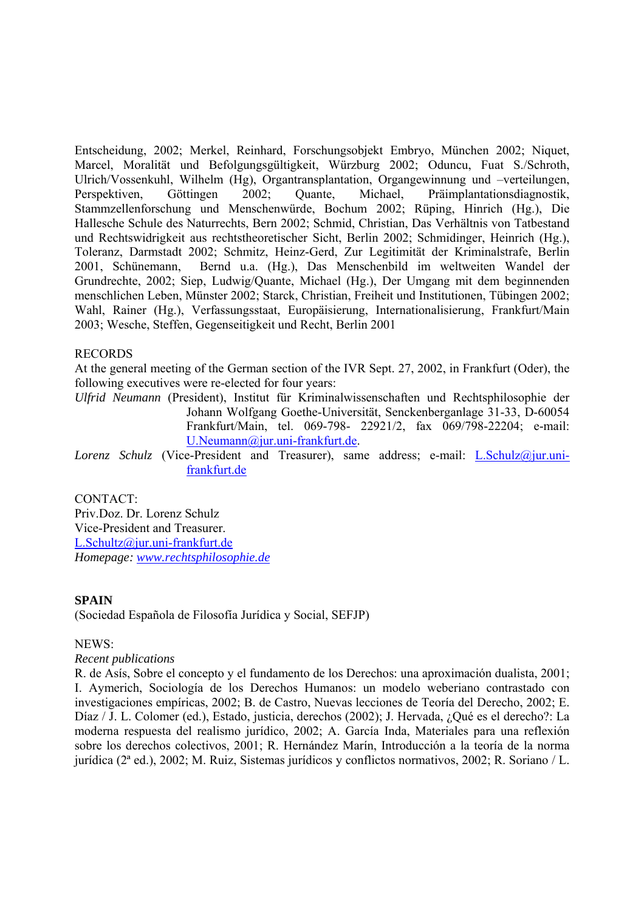Entscheidung, 2002; Merkel, Reinhard, Forschungsobjekt Embryo, München 2002; Niquet, Marcel, Moralität und Befolgungsgültigkeit, Würzburg 2002; Oduncu, Fuat S./Schroth, Ulrich/Vossenkuhl, Wilhelm (Hg), Organtransplantation, Organgewinnung und –verteilungen, Perspektiven, Göttingen 2002; Quante, Michael, Präimplantationsdiagnostik, Stammzellenforschung und Menschenwürde, Bochum 2002; Rüping, Hinrich (Hg.), Die Hallesche Schule des Naturrechts, Bern 2002; Schmid, Christian, Das Verhältnis von Tatbestand und Rechtswidrigkeit aus rechtstheoretischer Sicht, Berlin 2002; Schmidinger, Heinrich (Hg.), Toleranz, Darmstadt 2002; Schmitz, Heinz-Gerd, Zur Legitimität der Kriminalstrafe, Berlin 2001, Schünemann, Bernd u.a. (Hg.), Das Menschenbild im weltweiten Wandel der Grundrechte, 2002; Siep, Ludwig/Quante, Michael (Hg.), Der Umgang mit dem beginnenden menschlichen Leben, Münster 2002; Starck, Christian, Freiheit und Institutionen, Tübingen 2002; Wahl, Rainer (Hg.), Verfassungsstaat, Europäisierung, Internationalisierung, Frankfurt/Main 2003; Wesche, Steffen, Gegenseitigkeit und Recht, Berlin 2001

RECORDS

At the general meeting of the German section of the IVR Sept. 27, 2002, in Frankfurt (Oder), the following executives were re-elected for four years:

*Ulfrid Neumann* (President), Institut für Kriminalwissenschaften und Rechtsphilosophie der Johann Wolfgang Goethe-Universität, Senckenberganlage 31-33, D-60054 Frankfurt/Main, tel. 069-798- 22921/2, fax 069/798-22204; e-mail: U.Neumann@jur.uni-frankfurt.de.

*Lorenz Schulz* (Vice-President and Treasurer), same address; e-mail: L.Schulz@jur.uni-frankfurt.de

CONTACT:
Priv.Doz. Dr. Lorenz Schulz
Vice-President and Treasurer.
L.Schultz@jur.uni-frankfurt.de
*Homepage: www.rechtsphilosophie.de*

**SPAIN**

(Sociedad Española de Filosofía Jurídica y Social, SEFJP)

NEWS:

*Recent publications*

R. de Asís, Sobre el concepto y el fundamento de los Derechos: una aproximación dualista, 2001; I. Aymerich, Sociología de los Derechos Humanos: un modelo weberiano contrastado con investigaciones empíricas, 2002; B. de Castro, Nuevas lecciones de Teoría del Derecho, 2002; E. Díaz / J. L. Colomer (ed.), Estado, justicia, derechos (2002); J. Hervada, ¿Qué es el derecho?: La moderna respuesta del realismo jurídico, 2002; A. García Inda, Materiales para una reflexión sobre los derechos colectivos, 2001; R. Hernández Marín, Introducción a la teoría de la norma jurídica (2ª ed.), 2002; M. Ruiz, Sistemas jurídicos y conflictos normativos, 2002; R. Soriano / L.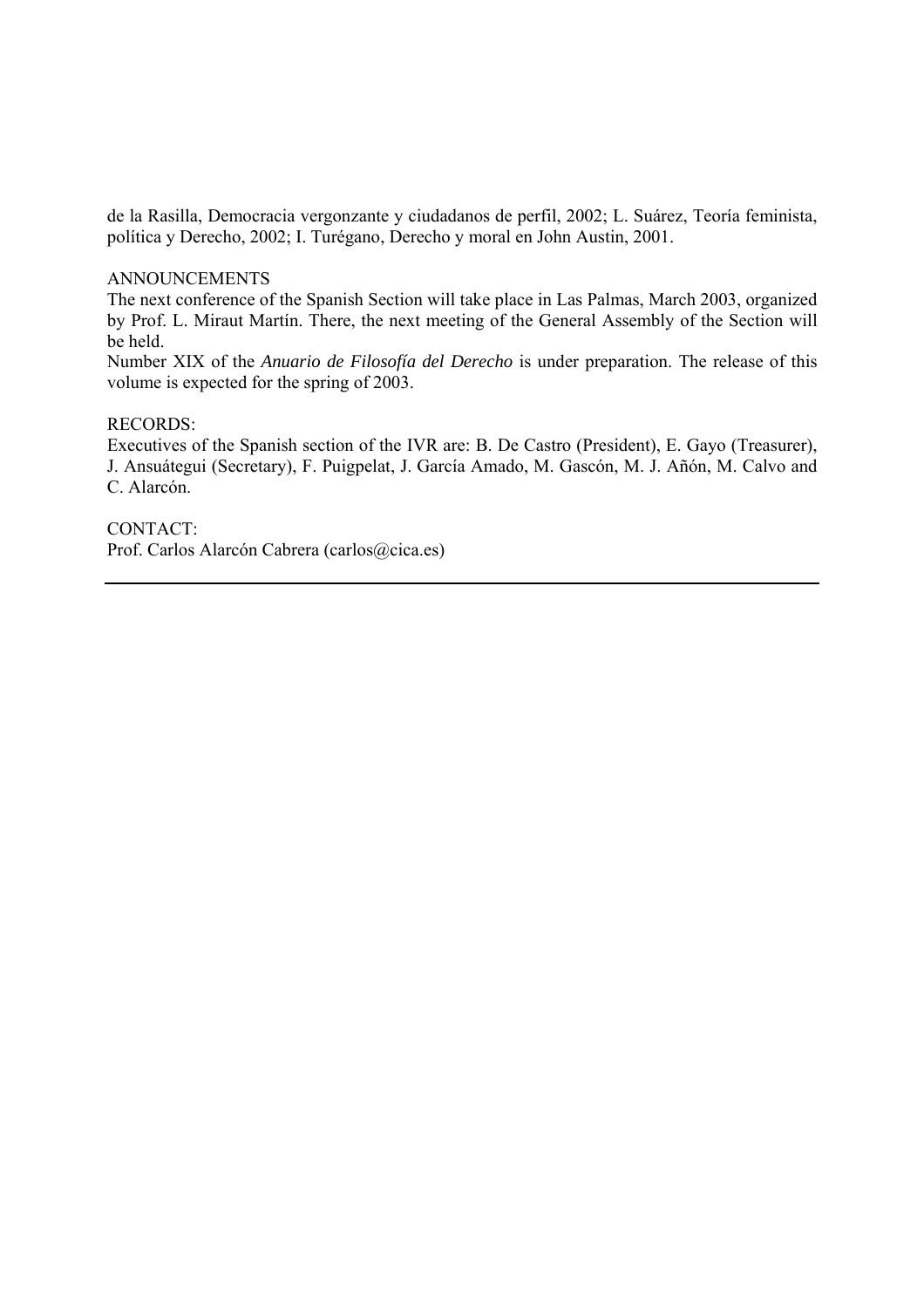de la Rasilla, Democracia vergonzante y ciudadanos de perfil, 2002; L. Suárez, Teoría feminista, política y Derecho, 2002; I. Turégano, Derecho y moral en John Austin, 2001.

ANNOUNCEMENTS

The next conference of the Spanish Section will take place in Las Palmas, March 2003, organized by Prof. L. Miraut Martín. There, the next meeting of the General Assembly of the Section will be held.

Number XIX of the *Anuario de Filosofía del Derecho* is under preparation. The release of this volume is expected for the spring of 2003.

RECORDS:

Executives of the Spanish section of the IVR are: B. De Castro (President), E. Gayo (Treasurer), J. Ansuátegui (Secretary), F. Puigpelat, J. García Amado, M. Gascón, M. J. Añón, M. Calvo and C. Alarcón.

CONTACT:

Prof. Carlos Alarcón Cabrera (carlos@cica.es)

---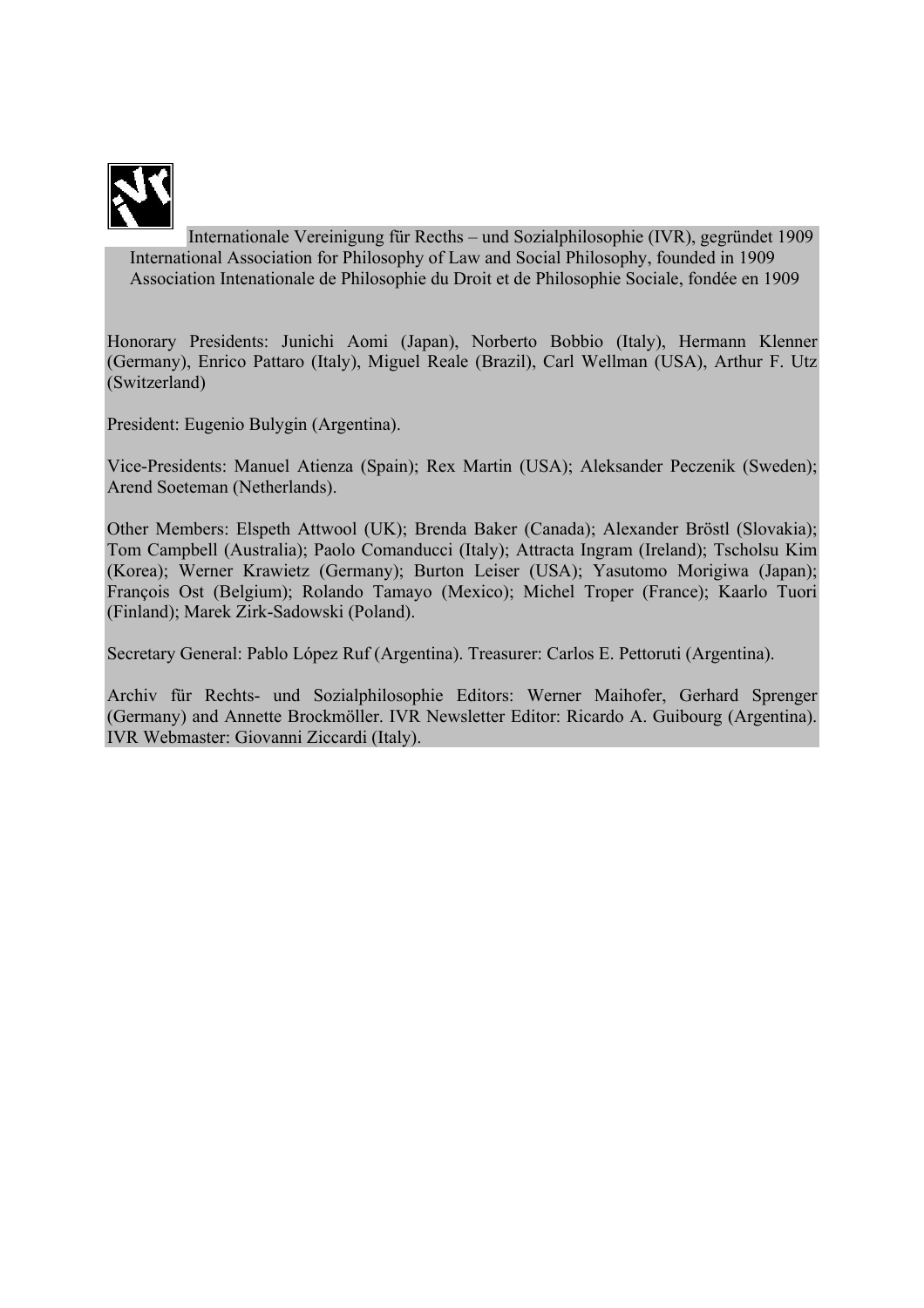Internationale Vereinigung für Recths – und Sozialphilosophie (IVR), gegründet 1909
International Association for Philosophy of Law and Social Philosophy, founded in 1909
Association Intenationale de Philosophie du Droit et de Philosophie Sociale, fondée en 1909

Honorary Presidents: Junichi Aomi (Japan), Norberto Bobbio (Italy), Hermann Klenner (Germany), Enrico Pattaro (Italy), Miguel Reale (Brazil), Carl Wellman (USA), Arthur F. Utz (Switzerland)

President: Eugenio Bulygin (Argentina).

Vice-Presidents: Manuel Atienza (Spain); Rex Martin (USA); Aleksander Peczenik (Sweden); Arend Soeteman (Netherlands).

Other Members: Elspeth Attwool (UK); Brenda Baker (Canada); Alexander Bröstl (Slovakia); Tom Campbell (Australia); Paolo Comanducci (Italy); Attracta Ingram (Ireland); Tscholsu Kim (Korea); Werner Krawietz (Germany); Burton Leiser (USA); Yasutomo Morigiwa (Japan); François Ost (Belgium); Rolando Tamayo (Mexico); Michel Troper (France); Kaarlo Tuori (Finland); Marek Zirk-Sadowski (Poland).

Secretary General: Pablo López Ruf (Argentina). Treasurer: Carlos E. Pettoruti (Argentina).

Archiv für Rechts- und Sozialphilosophie Editors: Werner Maihofer, Gerhard Sprenger (Germany) and Annette Brockmöller. IVR Newsletter Editor: Ricardo A. Guibourg (Argentina). IVR Webmaster: Giovanni Ziccardi (Italy).